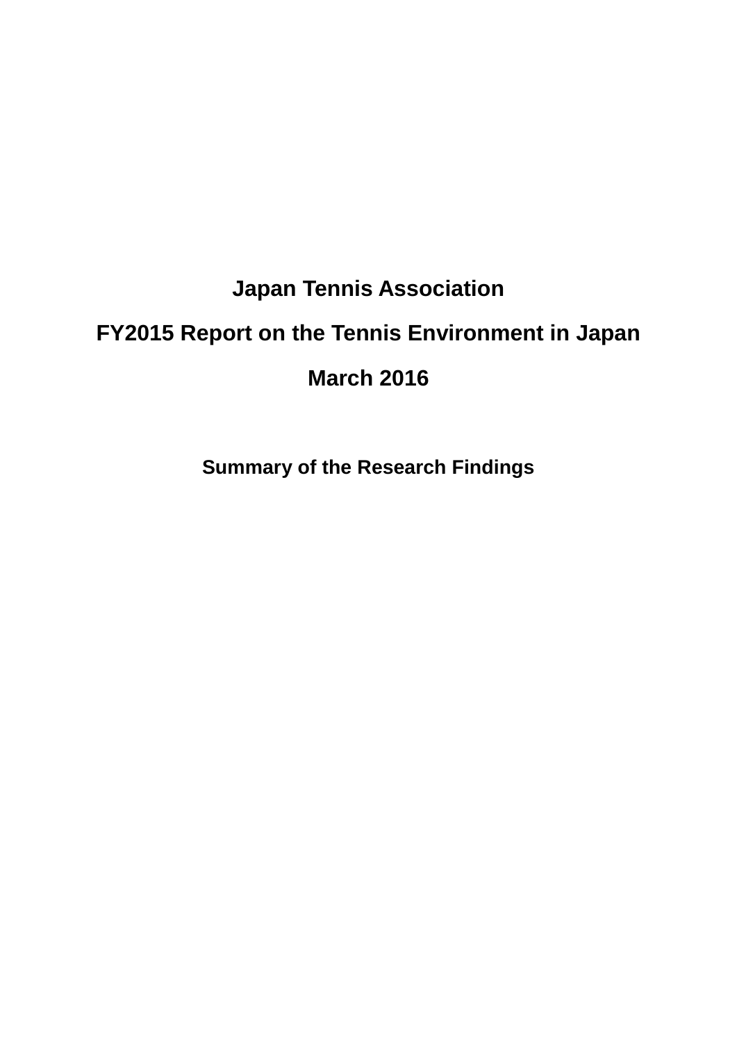# Japan Tennis Association

# FY2015 Report on the Tennis Environment in Japan

# March 2016

## Summary of the Research Findings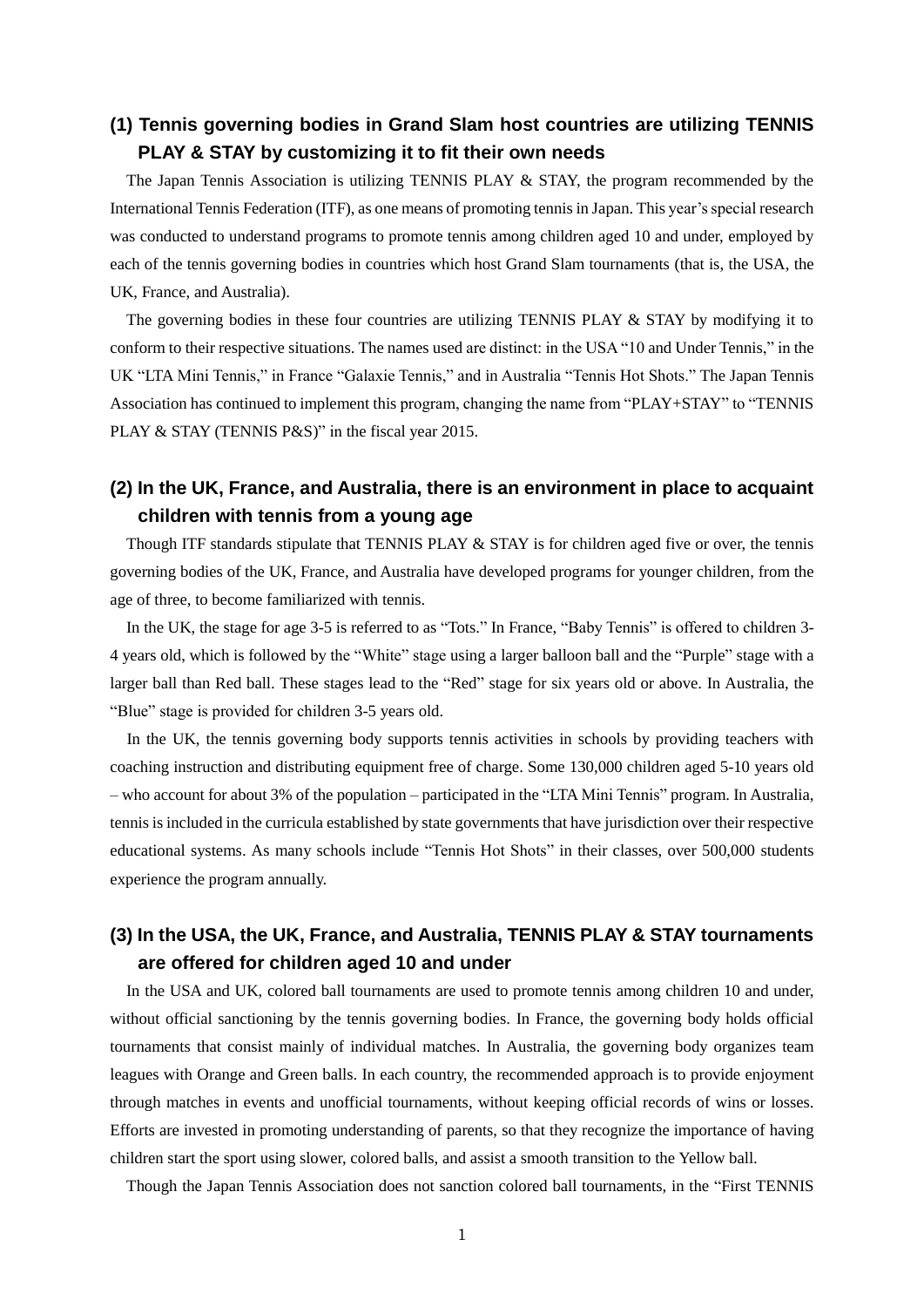## (1) Tennis governing bodies in Grand Slam host countries are utilizing TENNIS PLAY & STAY by customizing it to fit their own needs

The Japan Tennis Association is utilizing TENNIS PLAY & STAY, the program recommended by the International Tennis Federation (ITF), as one means of promoting tennis in Japan. This year's special research was conducted to understand programs to promote tennis among children aged 10 and under, employed by each of the tennis governing bodies in countries which host Grand Slam tournaments (that is, the USA, the UK, France, and Australia).

The governing bodies in these four countries are utilizing TENNIS PLAY & STAY by modifying it to conform to their respective situations. The names used are distinct: in the USA "10 and Under Tennis," in the UK "LTA Mini Tennis," in France "Galaxie Tennis," and in Australia "Tennis Hot Shots." The Japan Tennis Association has continued to implement this program, changing the name from "PLAY+STAY" to "TENNIS PLAY & STAY (TENNIS P&S)" in the fiscal year 2015.

## (2) In the UK, France, and Australia, there is an environment in place to acquaint children with tennis from a young age

Though ITF standards stipulate that TENNIS PLAY & STAY is for children aged five or over, the tennis governing bodies of the UK, France, and Australia have developed programs for younger children, from the age of three, to become familiarized with tennis.

In the UK, the stage for age 3-5 is referred to as "Tots." In France, "Baby Tennis" is offered to children 3-4 years old, which is followed by the "White" stage using a larger balloon ball and the "Purple" stage with a larger ball than Red ball. These stages lead to the "Red" stage for six years old or above. In Australia, the "Blue" stage is provided for children 3-5 years old.

In the UK, the tennis governing body supports tennis activities in schools by providing teachers with coaching instruction and distributing equipment free of charge. Some 130,000 children aged 5-10 years old – who account for about 3% of the population – participated in the "LTA Mini Tennis" program. In Australia, tennis is included in the curricula established by state governments that have jurisdiction over their respective educational systems. As many schools include "Tennis Hot Shots" in their classes, over 500,000 students experience the program annually.

## (3) In the USA, the UK, France, and Australia, TENNIS PLAY & STAY tournaments are offered for children aged 10 and under

In the USA and UK, colored ball tournaments are used to promote tennis among children 10 and under, without official sanctioning by the tennis governing bodies. In France, the governing body holds official tournaments that consist mainly of individual matches. In Australia, the governing body organizes team leagues with Orange and Green balls. In each country, the recommended approach is to provide enjoyment through matches in events and unofficial tournaments, without keeping official records of wins or losses. Efforts are invested in promoting understanding of parents, so that they recognize the importance of having children start the sport using slower, colored balls, and assist a smooth transition to the Yellow ball.

Though the Japan Tennis Association does not sanction colored ball tournaments, in the "First TENNIS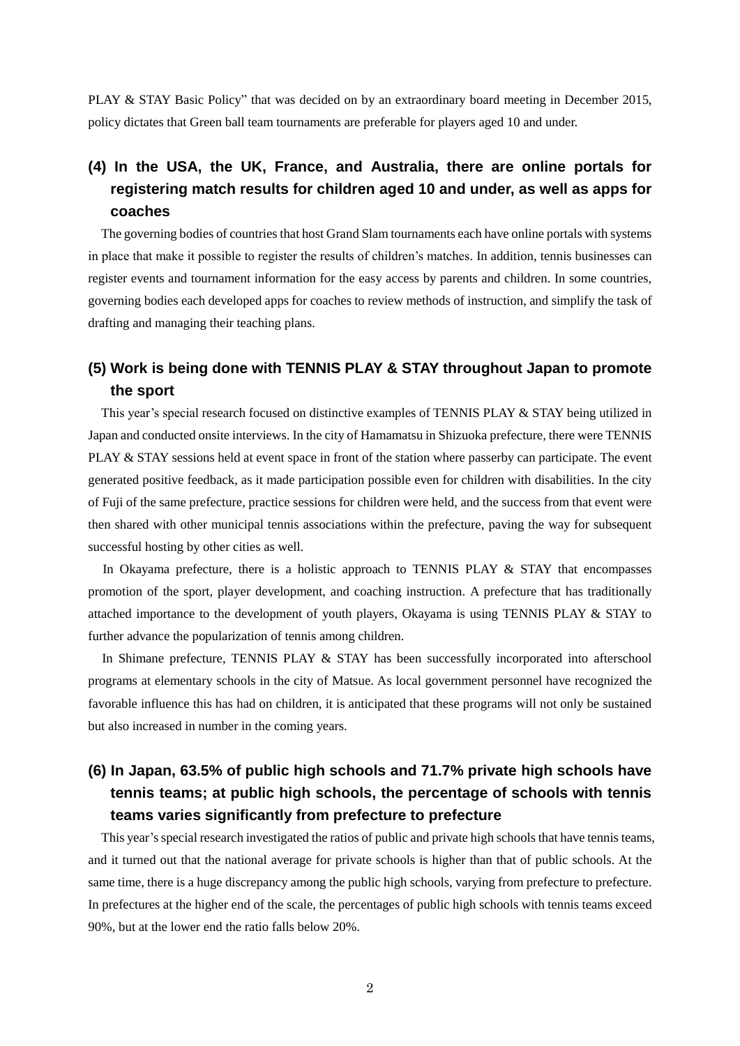PLAY & STAY Basic Policy" that was decided on by an extraordinary board meeting in December 2015, policy dictates that Green ball team tournaments are preferable for players aged 10 and under.

## (4) In the USA, the UK, France, and Australia, there are online portals for registering match results for children aged 10 and under, as well as apps for coaches

The governing bodies of countries that host Grand Slam tournaments each have online portals with systems in place that make it possible to register the results of children's matches. In addition, tennis businesses can register events and tournament information for the easy access by parents and children. In some countries, governing bodies each developed apps for coaches to review methods of instruction, and simplify the task of drafting and managing their teaching plans.

## (5) Work is being done with TENNIS PLAY & STAY throughout Japan to promote the sport

This year's special research focused on distinctive examples of TENNIS PLAY & STAY being utilized in Japan and conducted onsite interviews. In the city of Hamamatsu in Shizuoka prefecture, there were TENNIS PLAY & STAY sessions held at event space in front of the station where passerby can participate. The event generated positive feedback, as it made participation possible even for children with disabilities. In the city of Fuji of the same prefecture, practice sessions for children were held, and the success from that event were then shared with other municipal tennis associations within the prefecture, paving the way for subsequent successful hosting by other cities as well.

In Okayama prefecture, there is a holistic approach to TENNIS PLAY & STAY that encompasses promotion of the sport, player development, and coaching instruction. A prefecture that has traditionally attached importance to the development of youth players, Okayama is using TENNIS PLAY & STAY to further advance the popularization of tennis among children.

In Shimane prefecture, TENNIS PLAY & STAY has been successfully incorporated into afterschool programs at elementary schools in the city of Matsue. As local government personnel have recognized the favorable influence this has had on children, it is anticipated that these programs will not only be sustained but also increased in number in the coming years.

## (6) In Japan, 63.5% of public high schools and 71.7% private high schools have tennis teams; at public high schools, the percentage of schools with tennis teams varies significantly from prefecture to prefecture

This year's special research investigated the ratios of public and private high schools that have tennis teams, and it turned out that the national average for private schools is higher than that of public schools. At the same time, there is a huge discrepancy among the public high schools, varying from prefecture to prefecture. In prefectures at the higher end of the scale, the percentages of public high schools with tennis teams exceed 90%, but at the lower end the ratio falls below 20%.